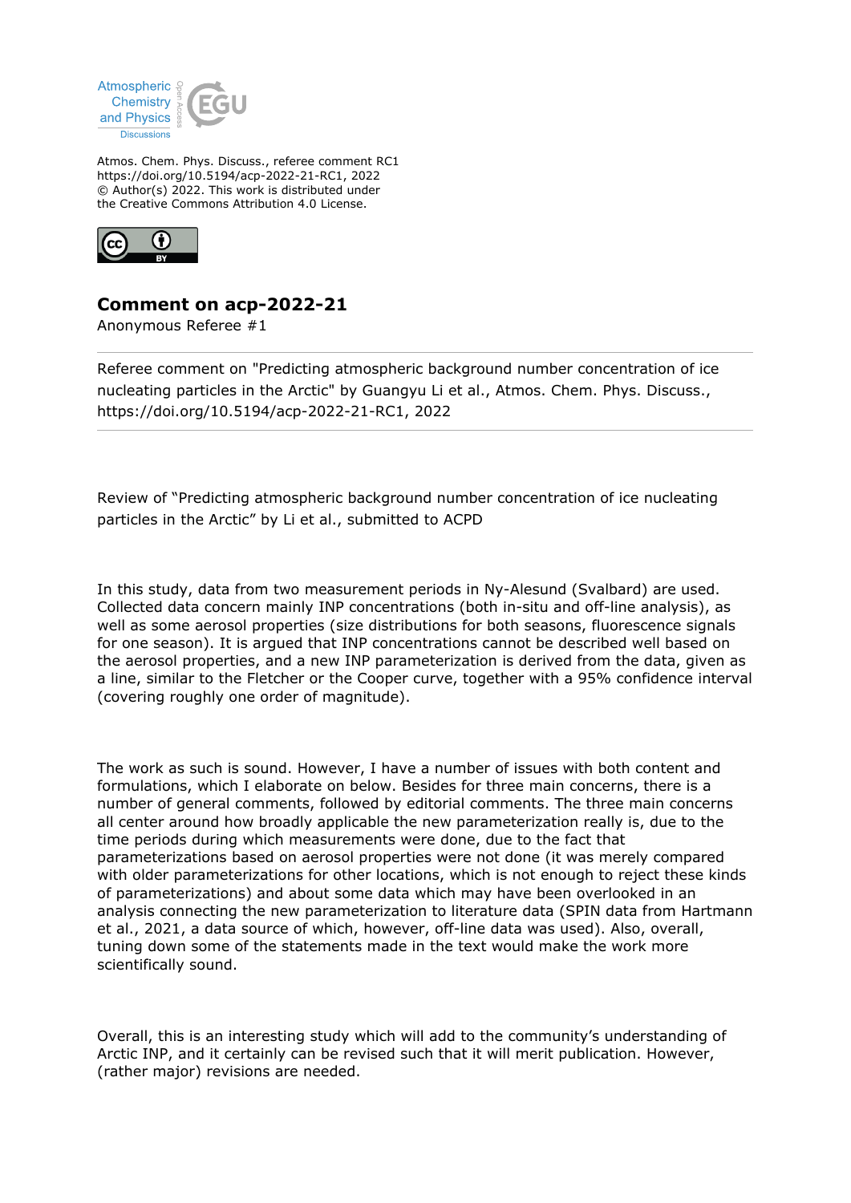Atmos. Chem. Phys. Discuss., referee comment RC1
https://doi.org/10.5194/acp-2022-21-RC1, 2022
© Author(s) 2022. This work is distributed under
the Creative Commons Attribution 4.0 License.

# Comment on acp-2022-21

Anonymous Referee #1

---

Referee comment on "Predicting atmospheric background number concentration of ice nucleating particles in the Arctic" by Guangyu Li et al., Atmos. Chem. Phys. Discuss., https://doi.org/10.5194/acp-2022-21-RC1, 2022

---

Review of "Predicting atmospheric background number concentration of ice nucleating particles in the Arctic" by Li et al., submitted to ACPD

In this study, data from two measurement periods in Ny-Alesund (Svalbard) are used. Collected data concern mainly INP concentrations (both in-situ and off-line analysis), as well as some aerosol properties (size distributions for both seasons, fluorescence signals for one season). It is argued that INP concentrations cannot be described well based on the aerosol properties, and a new INP parameterization is derived from the data, given as a line, similar to the Fletcher or the Cooper curve, together with a 95% confidence interval (covering roughly one order of magnitude).

The work as such is sound. However, I have a number of issues with both content and formulations, which I elaborate on below. Besides for three main concerns, there is a number of general comments, followed by editorial comments. The three main concerns all center around how broadly applicable the new parameterization really is, due to the time periods during which measurements were done, due to the fact that parameterizations based on aerosol properties were not done (it was merely compared with older parameterizations for other locations, which is not enough to reject these kinds of parameterizations) and about some data which may have been overlooked in an analysis connecting the new parameterization to literature data (SPIN data from Hartmann et al., 2021, a data source of which, however, off-line data was used). Also, overall, tuning down some of the statements made in the text would make the work more scientifically sound.

Overall, this is an interesting study which will add to the community's understanding of Arctic INP, and it certainly can be revised such that it will merit publication. However, (rather major) revisions are needed.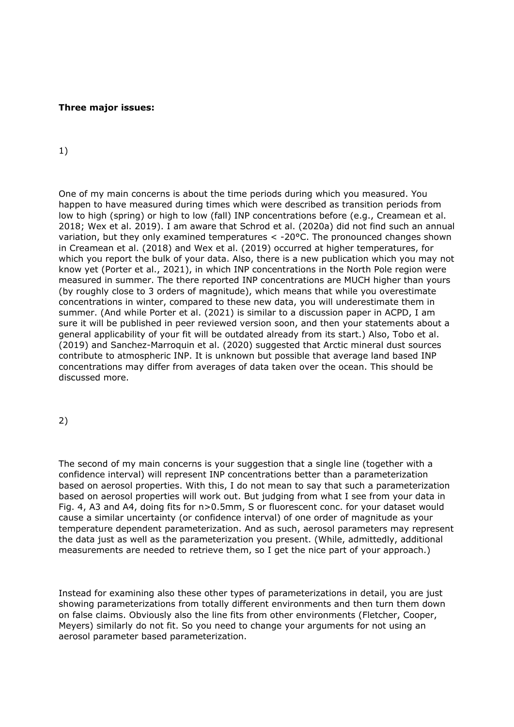**Three major issues:**

1)

One of my main concerns is about the time periods during which you measured. You happen to have measured during times which were described as transition periods from low to high (spring) or high to low (fall) INP concentrations before (e.g., Creamean et al. 2018; Wex et al. 2019). I am aware that Schrod et al. (2020a) did not find such an annual variation, but they only examined temperatures < -20°C. The pronounced changes shown in Creamean et al. (2018) and Wex et al. (2019) occurred at higher temperatures, for which you report the bulk of your data. Also, there is a new publication which you may not know yet (Porter et al., 2021), in which INP concentrations in the North Pole region were measured in summer. The there reported INP concentrations are MUCH higher than yours (by roughly close to 3 orders of magnitude), which means that while you overestimate concentrations in winter, compared to these new data, you will underestimate them in summer. (And while Porter et al. (2021) is similar to a discussion paper in ACPD, I am sure it will be published in peer reviewed version soon, and then your statements about a general applicability of your fit will be outdated already from its start.) Also, Tobo et al. (2019) and Sanchez-Marroquin et al. (2020) suggested that Arctic mineral dust sources contribute to atmospheric INP. It is unknown but possible that average land based INP concentrations may differ from averages of data taken over the ocean. This should be discussed more.

2)

The second of my main concerns is your suggestion that a single line (together with a confidence interval) will represent INP concentrations better than a parameterization based on aerosol properties. With this, I do not mean to say that such a parameterization based on aerosol properties will work out. But judging from what I see from your data in Fig. 4, A3 and A4, doing fits for n>0.5mm, S or fluorescent conc. for your dataset would cause a similar uncertainty (or confidence interval) of one order of magnitude as your temperature dependent parameterization. And as such, aerosol parameters may represent the data just as well as the parameterization you present. (While, admittedly, additional measurements are needed to retrieve them, so I get the nice part of your approach.)

Instead for examining also these other types of parameterizations in detail, you are just showing parameterizations from totally different environments and then turn them down on false claims. Obviously also the line fits from other environments (Fletcher, Cooper, Meyers) similarly do not fit. So you need to change your arguments for not using an aerosol parameter based parameterization.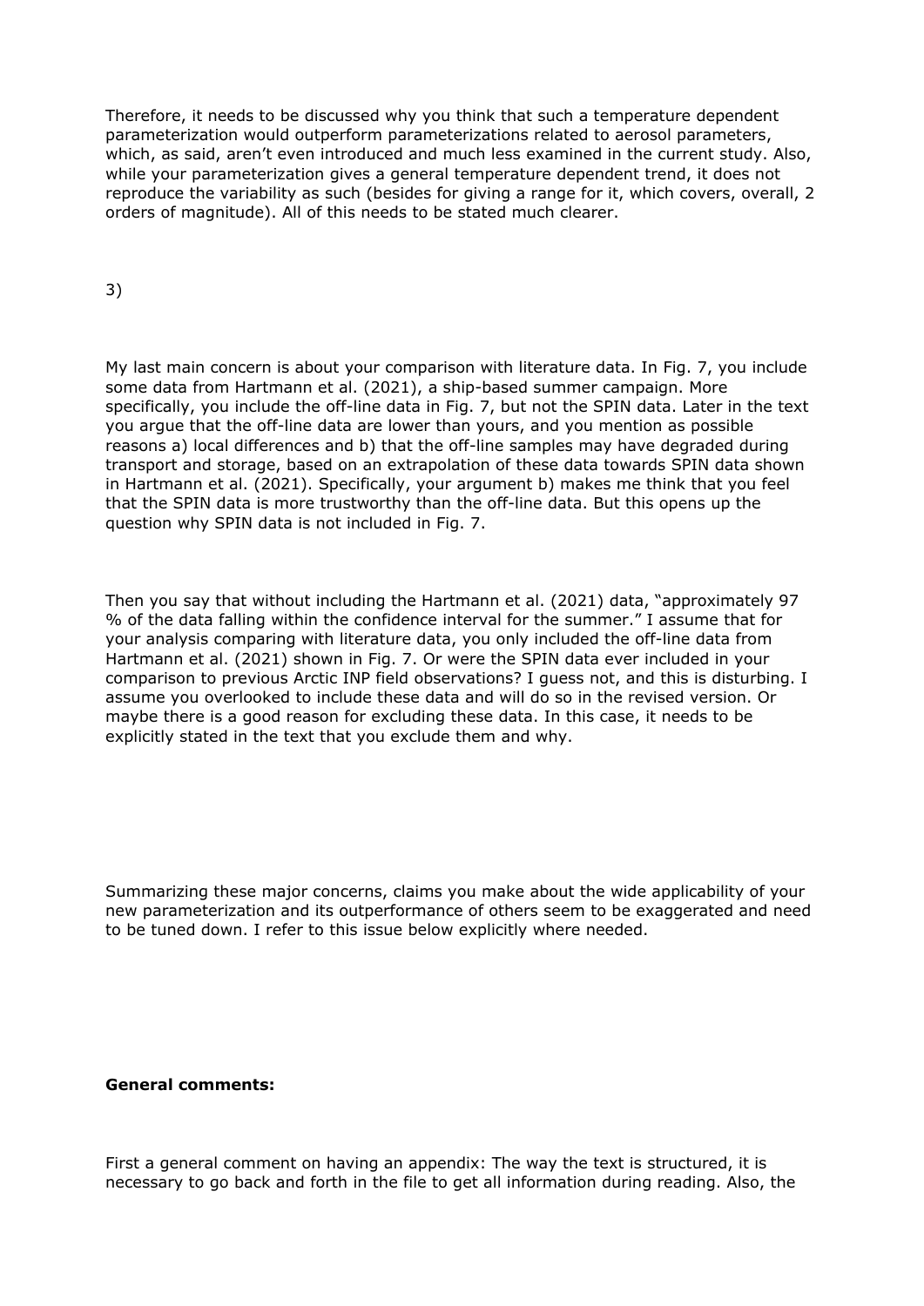Therefore, it needs to be discussed why you think that such a temperature dependent parameterization would outperform parameterizations related to aerosol parameters, which, as said, aren't even introduced and much less examined in the current study. Also, while your parameterization gives a general temperature dependent trend, it does not reproduce the variability as such (besides for giving a range for it, which covers, overall, 2 orders of magnitude). All of this needs to be stated much clearer.

3)

My last main concern is about your comparison with literature data. In Fig. 7, you include some data from Hartmann et al. (2021), a ship-based summer campaign. More specifically, you include the off-line data in Fig. 7, but not the SPIN data. Later in the text you argue that the off-line data are lower than yours, and you mention as possible reasons a) local differences and b) that the off-line samples may have degraded during transport and storage, based on an extrapolation of these data towards SPIN data shown in Hartmann et al. (2021). Specifically, your argument b) makes me think that you feel that the SPIN data is more trustworthy than the off-line data. But this opens up the question why SPIN data is not included in Fig. 7.

Then you say that without including the Hartmann et al. (2021) data, "approximately 97 % of the data falling within the confidence interval for the summer." I assume that for your analysis comparing with literature data, you only included the off-line data from Hartmann et al. (2021) shown in Fig. 7. Or were the SPIN data ever included in your comparison to previous Arctic INP field observations? I guess not, and this is disturbing. I assume you overlooked to include these data and will do so in the revised version. Or maybe there is a good reason for excluding these data. In this case, it needs to be explicitly stated in the text that you exclude them and why.

Summarizing these major concerns, claims you make about the wide applicability of your new parameterization and its outperformance of others seem to be exaggerated and need to be tuned down. I refer to this issue below explicitly where needed.

**General comments:**

First a general comment on having an appendix: The way the text is structured, it is necessary to go back and forth in the file to get all information during reading. Also, the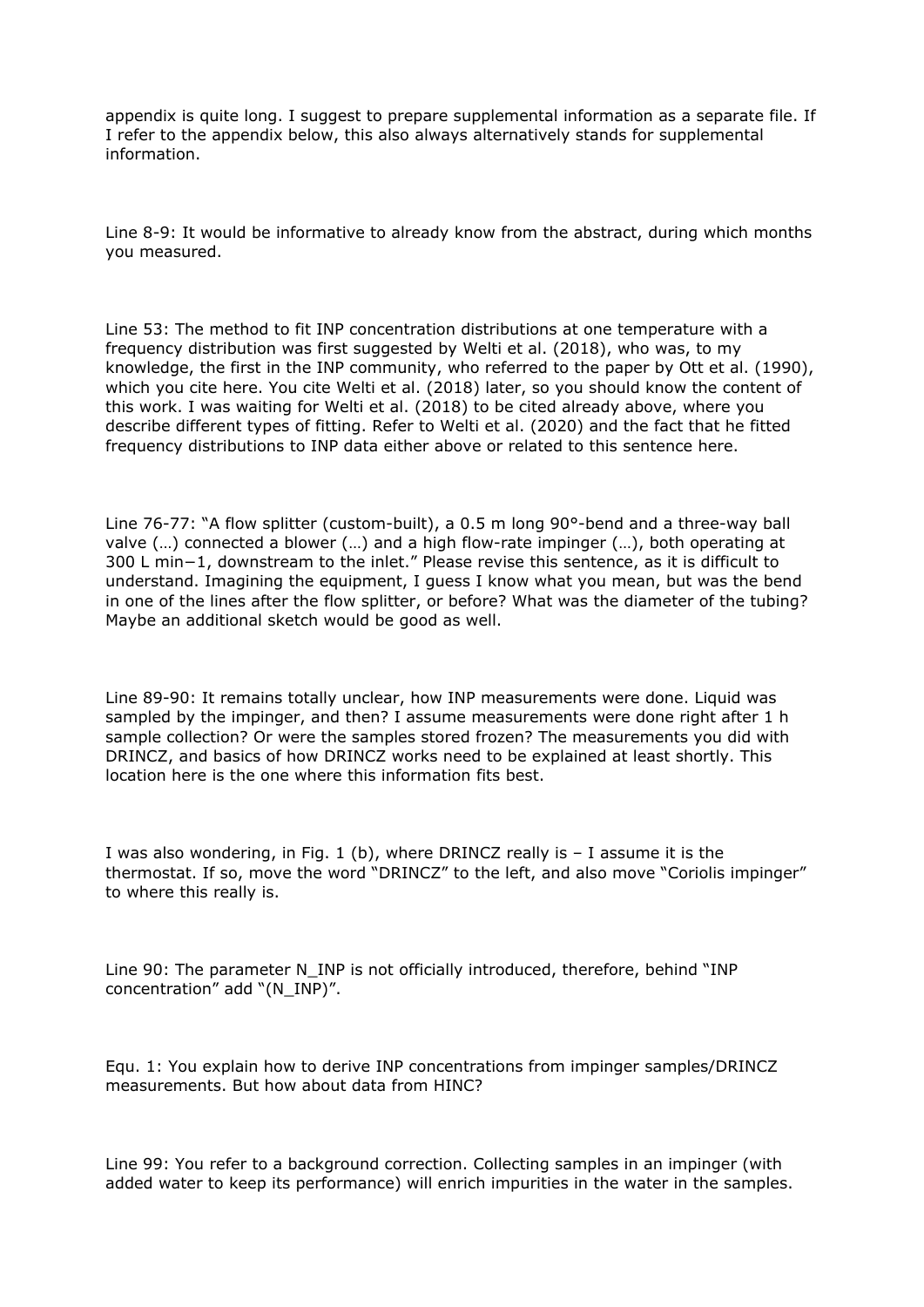appendix is quite long. I suggest to prepare supplemental information as a separate file. If I refer to the appendix below, this also always alternatively stands for supplemental information.

Line 8-9: It would be informative to already know from the abstract, during which months you measured.

Line 53: The method to fit INP concentration distributions at one temperature with a frequency distribution was first suggested by Welti et al. (2018), who was, to my knowledge, the first in the INP community, who referred to the paper by Ott et al. (1990), which you cite here. You cite Welti et al. (2018) later, so you should know the content of this work. I was waiting for Welti et al. (2018) to be cited already above, where you describe different types of fitting. Refer to Welti et al. (2020) and the fact that he fitted frequency distributions to INP data either above or related to this sentence here.

Line 76-77: "A flow splitter (custom-built), a 0.5 m long 90°-bend and a three-way ball valve (…) connected a blower (…) and a high flow-rate impinger (…), both operating at 300 L min−1, downstream to the inlet." Please revise this sentence, as it is difficult to understand. Imagining the equipment, I guess I know what you mean, but was the bend in one of the lines after the flow splitter, or before? What was the diameter of the tubing? Maybe an additional sketch would be good as well.

Line 89-90: It remains totally unclear, how INP measurements were done. Liquid was sampled by the impinger, and then? I assume measurements were done right after 1 h sample collection? Or were the samples stored frozen? The measurements you did with DRINCZ, and basics of how DRINCZ works need to be explained at least shortly. This location here is the one where this information fits best.

I was also wondering, in Fig. 1 (b), where DRINCZ really is – I assume it is the thermostat. If so, move the word "DRINCZ" to the left, and also move "Coriolis impinger" to where this really is.

Line 90: The parameter N_INP is not officially introduced, therefore, behind "INP concentration" add "(N_INP)".

Equ. 1: You explain how to derive INP concentrations from impinger samples/DRINCZ measurements. But how about data from HINC?

Line 99: You refer to a background correction. Collecting samples in an impinger (with added water to keep its performance) will enrich impurities in the water in the samples.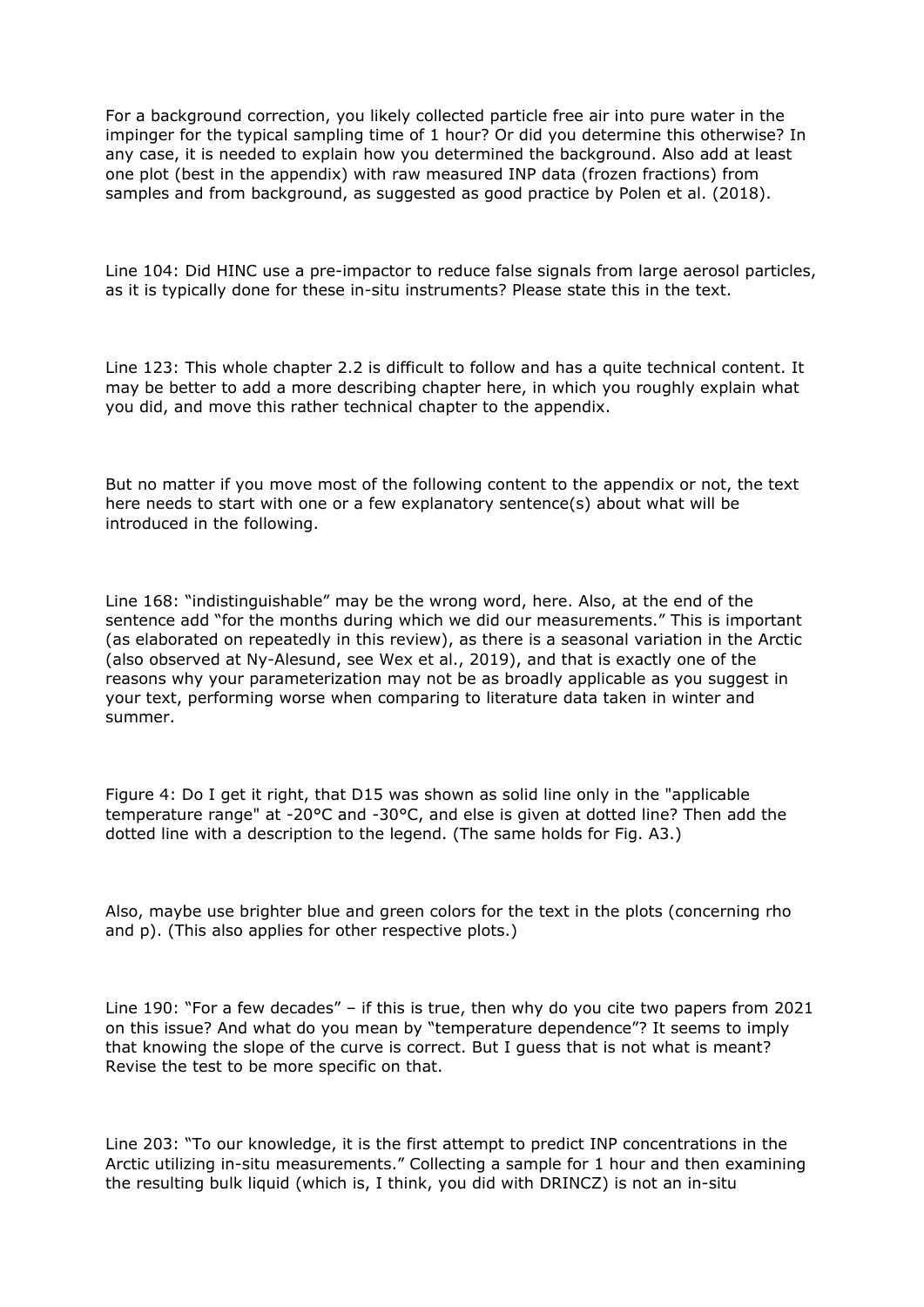For a background correction, you likely collected particle free air into pure water in the impinger for the typical sampling time of 1 hour? Or did you determine this otherwise? In any case, it is needed to explain how you determined the background. Also add at least one plot (best in the appendix) with raw measured INP data (frozen fractions) from samples and from background, as suggested as good practice by Polen et al. (2018).

Line 104: Did HINC use a pre-impactor to reduce false signals from large aerosol particles, as it is typically done for these in-situ instruments? Please state this in the text.

Line 123: This whole chapter 2.2 is difficult to follow and has a quite technical content. It may be better to add a more describing chapter here, in which you roughly explain what you did, and move this rather technical chapter to the appendix.

But no matter if you move most of the following content to the appendix or not, the text here needs to start with one or a few explanatory sentence(s) about what will be introduced in the following.

Line 168: "indistinguishable" may be the wrong word, here. Also, at the end of the sentence add "for the months during which we did our measurements." This is important (as elaborated on repeatedly in this review), as there is a seasonal variation in the Arctic (also observed at Ny-Alesund, see Wex et al., 2019), and that is exactly one of the reasons why your parameterization may not be as broadly applicable as you suggest in your text, performing worse when comparing to literature data taken in winter and summer.

Figure 4: Do I get it right, that D15 was shown as solid line only in the "applicable temperature range" at -20°C and -30°C, and else is given at dotted line? Then add the dotted line with a description to the legend. (The same holds for Fig. A3.)

Also, maybe use brighter blue and green colors for the text in the plots (concerning rho and p). (This also applies for other respective plots.)

Line 190: "For a few decades" – if this is true, then why do you cite two papers from 2021 on this issue? And what do you mean by "temperature dependence"? It seems to imply that knowing the slope of the curve is correct. But I guess that is not what is meant? Revise the test to be more specific on that.

Line 203: "To our knowledge, it is the first attempt to predict INP concentrations in the Arctic utilizing in-situ measurements." Collecting a sample for 1 hour and then examining the resulting bulk liquid (which is, I think, you did with DRINCZ) is not an in-situ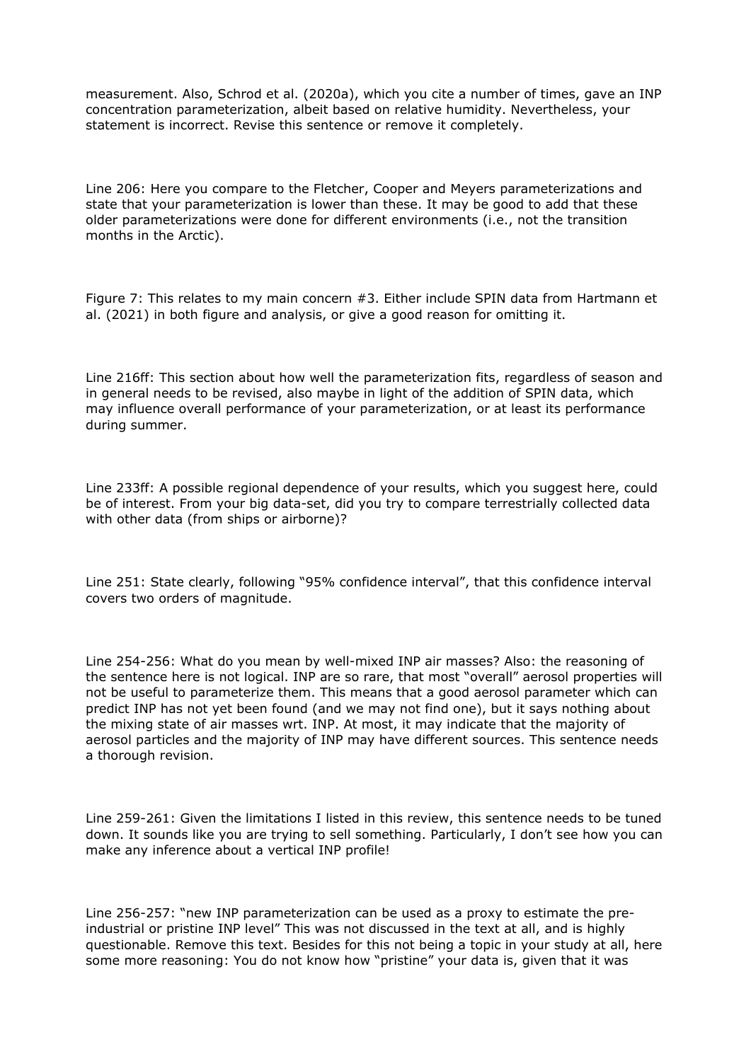measurement. Also, Schrod et al. (2020a), which you cite a number of times, gave an INP concentration parameterization, albeit based on relative humidity. Nevertheless, your statement is incorrect. Revise this sentence or remove it completely.

Line 206: Here you compare to the Fletcher, Cooper and Meyers parameterizations and state that your parameterization is lower than these. It may be good to add that these older parameterizations were done for different environments (i.e., not the transition months in the Arctic).

Figure 7: This relates to my main concern #3. Either include SPIN data from Hartmann et al. (2021) in both figure and analysis, or give a good reason for omitting it.

Line 216ff: This section about how well the parameterization fits, regardless of season and in general needs to be revised, also maybe in light of the addition of SPIN data, which may influence overall performance of your parameterization, or at least its performance during summer.

Line 233ff: A possible regional dependence of your results, which you suggest here, could be of interest. From your big data-set, did you try to compare terrestrially collected data with other data (from ships or airborne)?

Line 251: State clearly, following "95% confidence interval", that this confidence interval covers two orders of magnitude.

Line 254-256: What do you mean by well-mixed INP air masses? Also: the reasoning of the sentence here is not logical. INP are so rare, that most "overall" aerosol properties will not be useful to parameterize them. This means that a good aerosol parameter which can predict INP has not yet been found (and we may not find one), but it says nothing about the mixing state of air masses wrt. INP. At most, it may indicate that the majority of aerosol particles and the majority of INP may have different sources. This sentence needs a thorough revision.

Line 259-261: Given the limitations I listed in this review, this sentence needs to be tuned down. It sounds like you are trying to sell something. Particularly, I don't see how you can make any inference about a vertical INP profile!

Line 256-257: "new INP parameterization can be used as a proxy to estimate the pre-industrial or pristine INP level" This was not discussed in the text at all, and is highly questionable. Remove this text. Besides for this not being a topic in your study at all, here some more reasoning: You do not know how "pristine" your data is, given that it was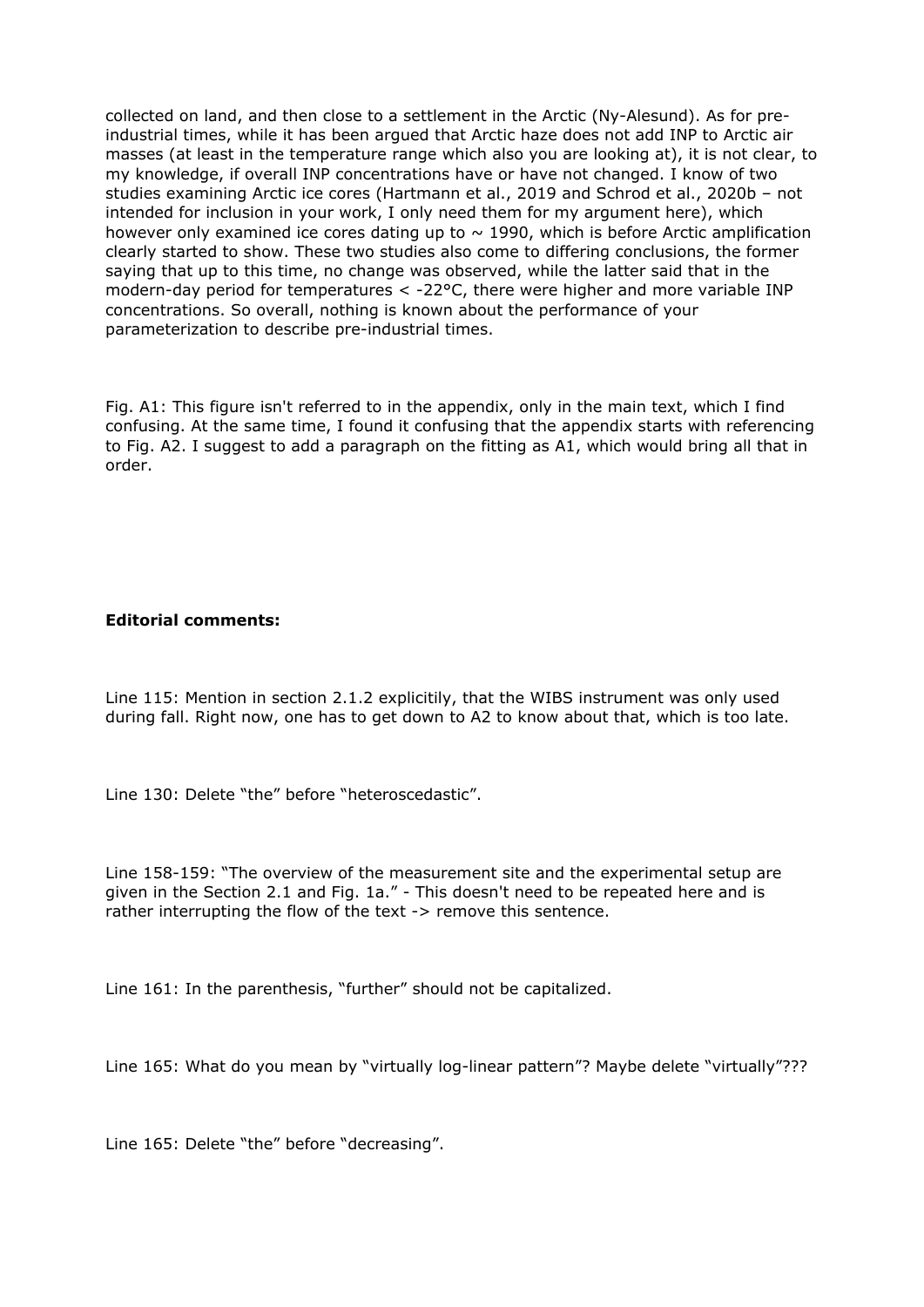collected on land, and then close to a settlement in the Arctic (Ny-Alesund). As for pre-industrial times, while it has been argued that Arctic haze does not add INP to Arctic air masses (at least in the temperature range which also you are looking at), it is not clear, to my knowledge, if overall INP concentrations have or have not changed. I know of two studies examining Arctic ice cores (Hartmann et al., 2019 and Schrod et al., 2020b – not intended for inclusion in your work, I only need them for my argument here), which however only examined ice cores dating up to ~ 1990, which is before Arctic amplification clearly started to show. These two studies also come to differing conclusions, the former saying that up to this time, no change was observed, while the latter said that in the modern-day period for temperatures < -22°C, there were higher and more variable INP concentrations. So overall, nothing is known about the performance of your parameterization to describe pre-industrial times.

Fig. A1: This figure isn't referred to in the appendix, only in the main text, which I find confusing. At the same time, I found it confusing that the appendix starts with referencing to Fig. A2. I suggest to add a paragraph on the fitting as A1, which would bring all that in order.

**Editorial comments:**

Line 115: Mention in section 2.1.2 explicitily, that the WIBS instrument was only used during fall. Right now, one has to get down to A2 to know about that, which is too late.

Line 130: Delete "the" before "heteroscedastic".

Line 158-159: "The overview of the measurement site and the experimental setup are given in the Section 2.1 and Fig. 1a." - This doesn't need to be repeated here and is rather interrupting the flow of the text -> remove this sentence.

Line 161: In the parenthesis, "further" should not be capitalized.

Line 165: What do you mean by "virtually log-linear pattern"? Maybe delete "virtually"???

Line 165: Delete "the" before "decreasing".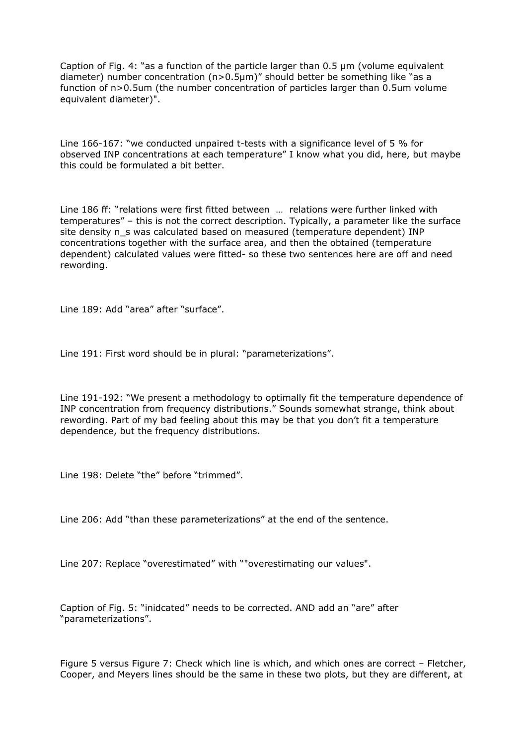Caption of Fig. 4: "as a function of the particle larger than 0.5 µm (volume equivalent diameter) number concentration ($n_{>0.5µm}$)" should better be something like "as a function of $n_{>0.5um}$ (the number concentration of particles larger than 0.5um volume equivalent diameter)".

Line 166-167: "we conducted unpaired t-tests with a significance level of 5 % for observed INP concentrations at each temperature" I know what you did, here, but maybe this could be formulated a bit better.

Line 186 ff: "relations were first fitted between … relations were further linked with temperatures" – this is not the correct description. Typically, a parameter like the surface site density $n_s$ was calculated based on measured (temperature dependent) INP concentrations together with the surface area, and then the obtained (temperature dependent) calculated values were fitted- so these two sentences here are off and need rewording.

Line 189: Add "area" after "surface".

Line 191: First word should be in plural: "parameterizations".

Line 191-192: "We present a methodology to optimally fit the temperature dependence of INP concentration from frequency distributions." Sounds somewhat strange, think about rewording. Part of my bad feeling about this may be that you don't fit a temperature dependence, but the frequency distributions.

Line 198: Delete "the" before "trimmed".

Line 206: Add "than these parameterizations" at the end of the sentence.

Line 207: Replace "overestimated" with ""overestimating our values".

Caption of Fig. 5: "inidcated" needs to be corrected. AND add an "are" after "parameterizations".

Figure 5 versus Figure 7: Check which line is which, and which ones are correct – Fletcher, Cooper, and Meyers lines should be the same in these two plots, but they are different, at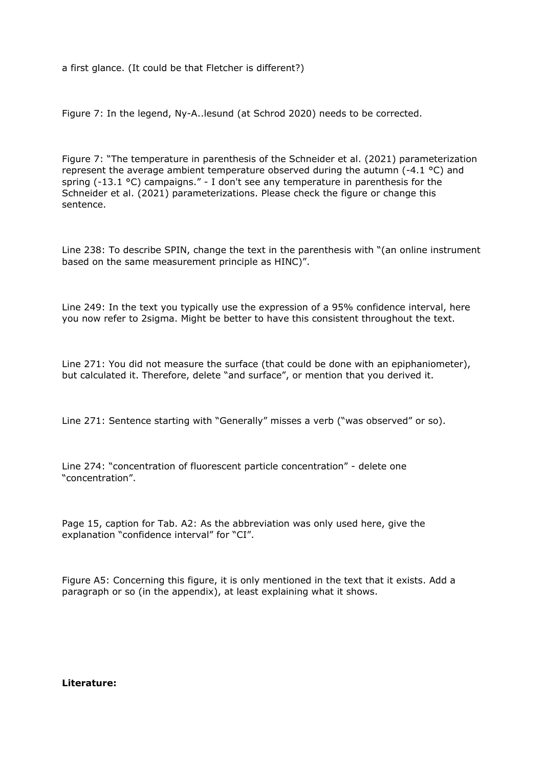a first glance. (It could be that Fletcher is different?)

Figure 7: In the legend, Ny-A..lesund (at Schrod 2020) needs to be corrected.

Figure 7: "The temperature in parenthesis of the Schneider et al. (2021) parameterization represent the average ambient temperature observed during the autumn (-4.1 °C) and spring (-13.1 °C) campaigns." - I don't see any temperature in parenthesis for the Schneider et al. (2021) parameterizations. Please check the figure or change this sentence.

Line 238: To describe SPIN, change the text in the parenthesis with "(an online instrument based on the same measurement principle as HINC)".

Line 249: In the text you typically use the expression of a 95% confidence interval, here you now refer to 2sigma. Might be better to have this consistent throughout the text.

Line 271: You did not measure the surface (that could be done with an epiphaniometer), but calculated it. Therefore, delete "and surface", or mention that you derived it.

Line 271: Sentence starting with "Generally" misses a verb ("was observed" or so).

Line 274: "concentration of fluorescent particle concentration" - delete one "concentration".

Page 15, caption for Tab. A2: As the abbreviation was only used here, give the explanation "confidence interval" for "CI".

Figure A5: Concerning this figure, it is only mentioned in the text that it exists. Add a paragraph or so (in the appendix), at least explaining what it shows.

**Literature:**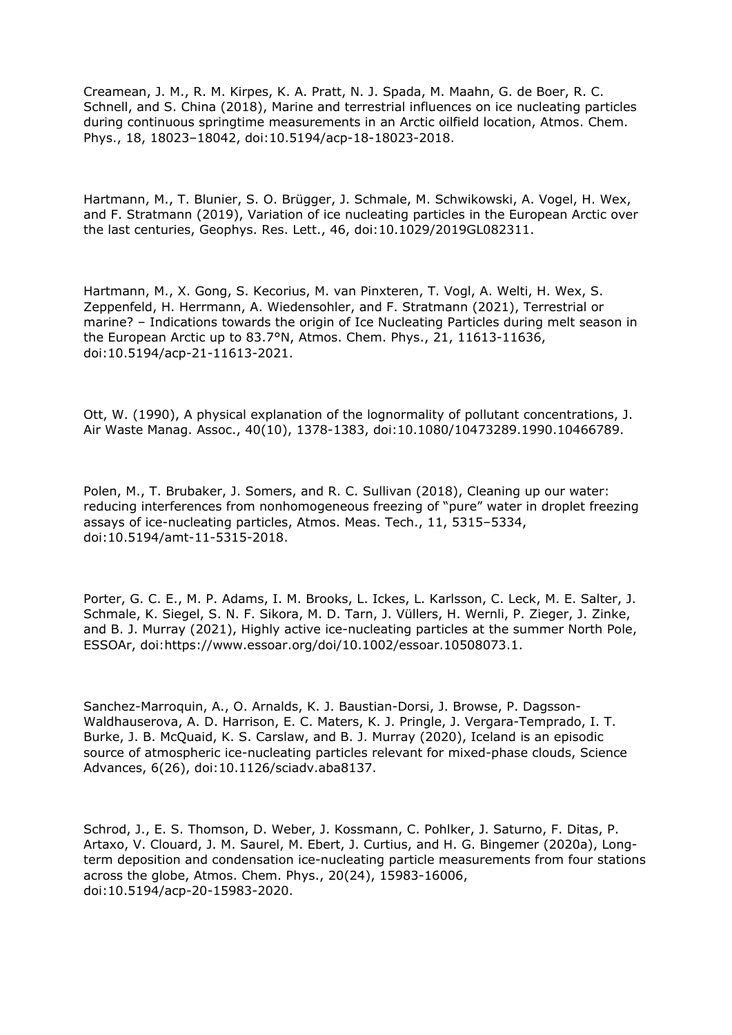Creamean, J. M., R. M. Kirpes, K. A. Pratt, N. J. Spada, M. Maahn, G. de Boer, R. C. Schnell, and S. China (2018), Marine and terrestrial influences on ice nucleating particles during continuous springtime measurements in an Arctic oilfield location, Atmos. Chem. Phys., 18, 18023–18042, doi:10.5194/acp-18-18023-2018.

Hartmann, M., T. Blunier, S. O. Brügger, J. Schmale, M. Schwikowski, A. Vogel, H. Wex, and F. Stratmann (2019), Variation of ice nucleating particles in the European Arctic over the last centuries, Geophys. Res. Lett., 46, doi:10.1029/2019GL082311.

Hartmann, M., X. Gong, S. Kecorius, M. van Pinxteren, T. Vogl, A. Welti, H. Wex, S. Zeppenfeld, H. Herrmann, A. Wiedensohler, and F. Stratmann (2021), Terrestrial or marine? – Indications towards the origin of Ice Nucleating Particles during melt season in the European Arctic up to 83.7°N, Atmos. Chem. Phys., 21, 11613-11636, doi:10.5194/acp-21-11613-2021.

Ott, W. (1990), A physical explanation of the lognormality of pollutant concentrations, J. Air Waste Manag. Assoc., 40(10), 1378-1383, doi:10.1080/10473289.1990.10466789.

Polen, M., T. Brubaker, J. Somers, and R. C. Sullivan (2018), Cleaning up our water: reducing interferences from nonhomogeneous freezing of "pure" water in droplet freezing assays of ice-nucleating particles, Atmos. Meas. Tech., 11, 5315–5334, doi:10.5194/amt-11-5315-2018.

Porter, G. C. E., M. P. Adams, I. M. Brooks, L. Ickes, L. Karlsson, C. Leck, M. E. Salter, J. Schmale, K. Siegel, S. N. F. Sikora, M. D. Tarn, J. Vüllers, H. Wernli, P. Zieger, J. Zinke, and B. J. Murray (2021), Highly active ice-nucleating particles at the summer North Pole, ESSOAr, doi:https://www.essoar.org/doi/10.1002/essoar.10508073.1.

Sanchez-Marroquin, A., O. Arnalds, K. J. Baustian-Dorsi, J. Browse, P. Dagsson-Waldhauserova, A. D. Harrison, E. C. Maters, K. J. Pringle, J. Vergara-Temprado, I. T. Burke, J. B. McQuaid, K. S. Carslaw, and B. J. Murray (2020), Iceland is an episodic source of atmospheric ice-nucleating particles relevant for mixed-phase clouds, Science Advances, 6(26), doi:10.1126/sciadv.aba8137.

Schrod, J., E. S. Thomson, D. Weber, J. Kossmann, C. Pohlker, J. Saturno, F. Ditas, P. Artaxo, V. Clouard, J. M. Saurel, M. Ebert, J. Curtius, and H. G. Bingemer (2020a), Long-term deposition and condensation ice-nucleating particle measurements from four stations across the globe, Atmos. Chem. Phys., 20(24), 15983-16006, doi:10.5194/acp-20-15983-2020.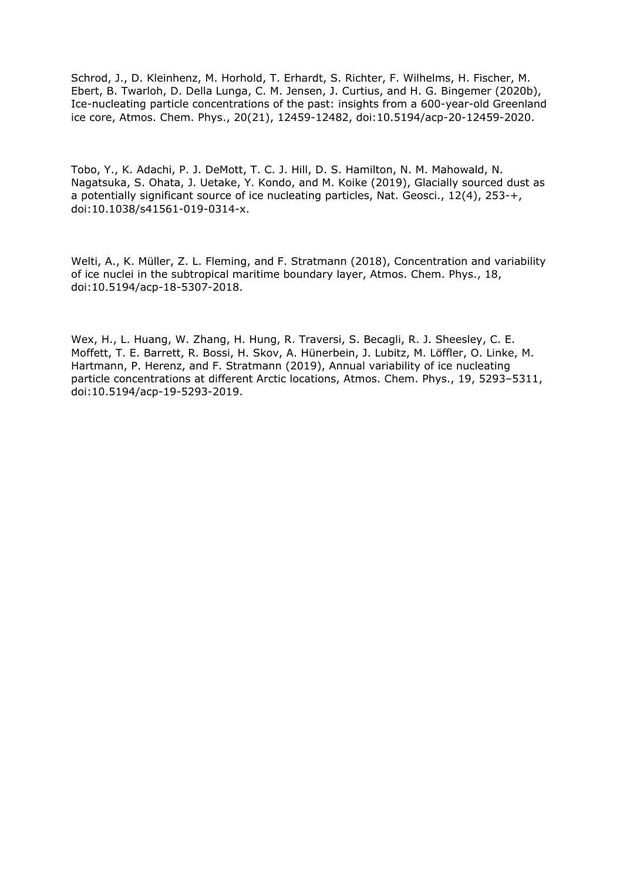Schrod, J., D. Kleinhenz, M. Horhold, T. Erhardt, S. Richter, F. Wilhelms, H. Fischer, M. Ebert, B. Twarloh, D. Della Lunga, C. M. Jensen, J. Curtius, and H. G. Bingemer (2020b), Ice-nucleating particle concentrations of the past: insights from a 600-year-old Greenland ice core, Atmos. Chem. Phys., 20(21), 12459-12482, doi:10.5194/acp-20-12459-2020.

Tobo, Y., K. Adachi, P. J. DeMott, T. C. J. Hill, D. S. Hamilton, N. M. Mahowald, N. Nagatsuka, S. Ohata, J. Uetake, Y. Kondo, and M. Koike (2019), Glacially sourced dust as a potentially significant source of ice nucleating particles, Nat. Geosci., 12(4), 253-+, doi:10.1038/s41561-019-0314-x.

Welti, A., K. Müller, Z. L. Fleming, and F. Stratmann (2018), Concentration and variability of ice nuclei in the subtropical maritime boundary layer, Atmos. Chem. Phys., 18, doi:10.5194/acp-18-5307-2018.

Wex, H., L. Huang, W. Zhang, H. Hung, R. Traversi, S. Becagli, R. J. Sheesley, C. E. Moffett, T. E. Barrett, R. Bossi, H. Skov, A. Hünerbein, J. Lubitz, M. Löffler, O. Linke, M. Hartmann, P. Herenz, and F. Stratmann (2019), Annual variability of ice nucleating particle concentrations at different Arctic locations, Atmos. Chem. Phys., 19, 5293–5311, doi:10.5194/acp-19-5293-2019.